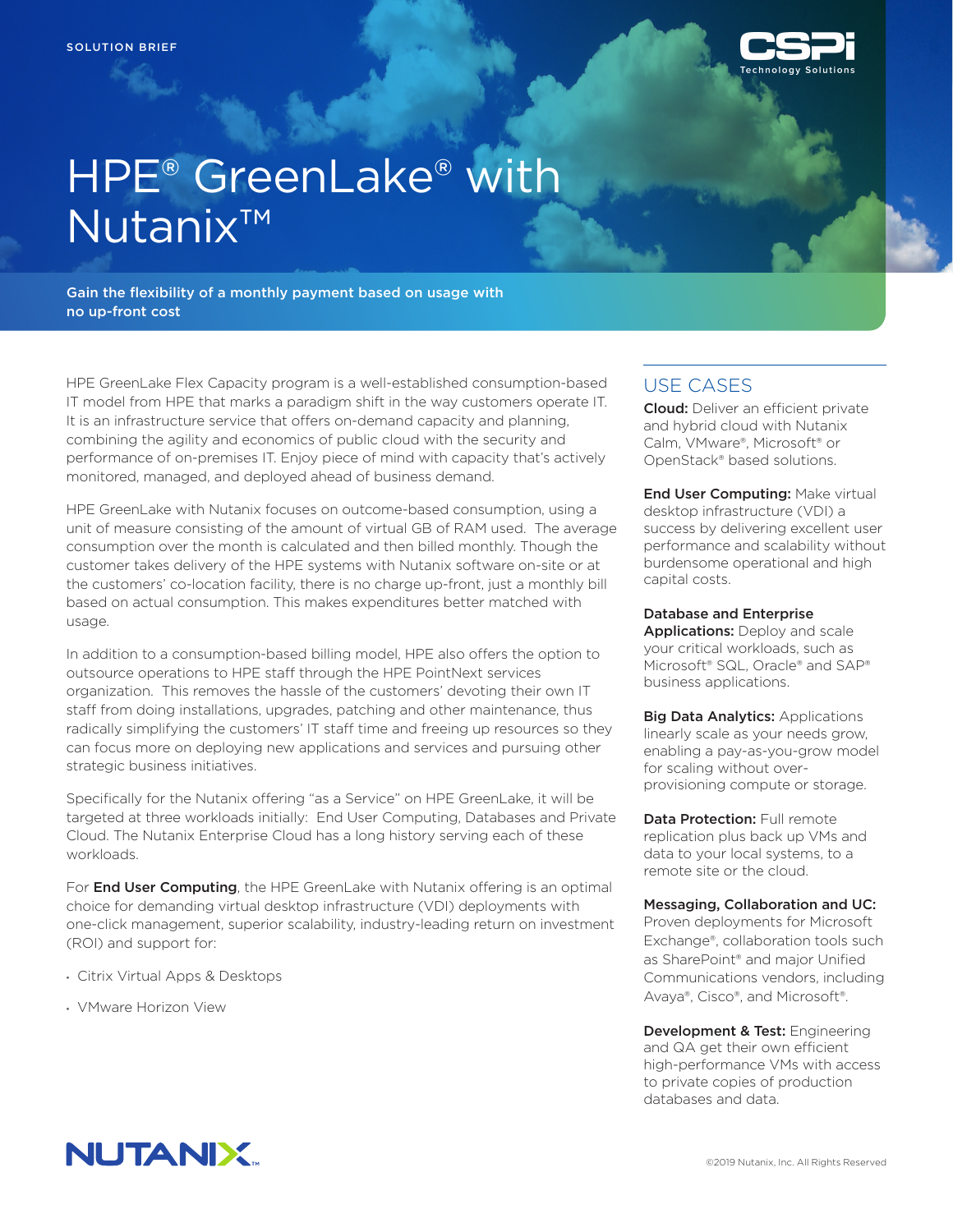SOLUTION BRIEF

# HPE® GreenLake® with Nutanix™

**Gain the flexibility of a monthly payment based on usage with no up-front cost**

HPE GreenLake Flex Capacity program is a well-established consumption-based IT model from HPE that marks a paradigm shift in the way customers operate IT. It is an infrastructure service that offers on-demand capacity and planning, combining the agility and economics of public cloud with the security and performance of on-premises IT. Enjoy piece of mind with capacity that's actively monitored, managed, and deployed ahead of business demand.

HPE GreenLake with Nutanix focuses on outcome-based consumption, using a unit of measure consisting of the amount of virtual GB of RAM used. The average consumption over the month is calculated and then billed monthly. Though the customer takes delivery of the HPE systems with Nutanix software on-site or at the customers' co-location facility, there is no charge up-front, just a monthly bill based on actual consumption. This makes expenditures better matched with usage.

In addition to a consumption-based billing model, HPE also offers the option to outsource operations to HPE staff through the HPE PointNext services organization. This removes the hassle of the customers' devoting their own IT staff from doing installations, upgrades, patching and other maintenance, thus radically simplifying the customers' IT staff time and freeing up resources so they can focus more on deploying new applications and services and pursuing other strategic business initiatives.

Specifically for the Nutanix offering "as a Service" on HPE GreenLake, it will be targeted at three workloads initially: End User Computing, Databases and Private Cloud. The Nutanix Enterprise Cloud has a long history serving each of these workloads.

For **End User Computing**, the HPE GreenLake with Nutanix offering is an optimal choice for demanding virtual desktop infrastructure (VDI) deployments with one-click management, superior scalability, industry-leading return on investment (ROI) and support for:

- Citrix Virtual Apps & Desktops
- VMware Horizon View

## USE CASES

**Cloud:** Deliver an efficient private and hybrid cloud with Nutanix Calm, VMware®, Microsoft® or OpenStack® based solutions.

**End User Computing:** Make virtual desktop infrastructure (VDI) a success by delivering excellent user performance and scalability without burdensome operational and high capital costs.

**Database and Enterprise Applications:** Deploy and scale your critical workloads, such as Microsoft® SQL, Oracle® and SAP® business applications.

**Big Data Analytics:** Applications linearly scale as your needs grow, enabling a pay-as-you-grow model for scaling without over-provisioning compute or storage.

**Data Protection:** Full remote replication plus back up VMs and data to your local systems, to a remote site or the cloud.

**Messaging, Collaboration and UC:** Proven deployments for Microsoft Exchange®, collaboration tools such as SharePoint® and major Unified Communications vendors, including Avaya®, Cisco®, and Microsoft®.

**Development & Test:** Engineering and QA get their own efficient high-performance VMs with access to private copies of production databases and data.

©2019 Nutanix, Inc. All Rights Reserved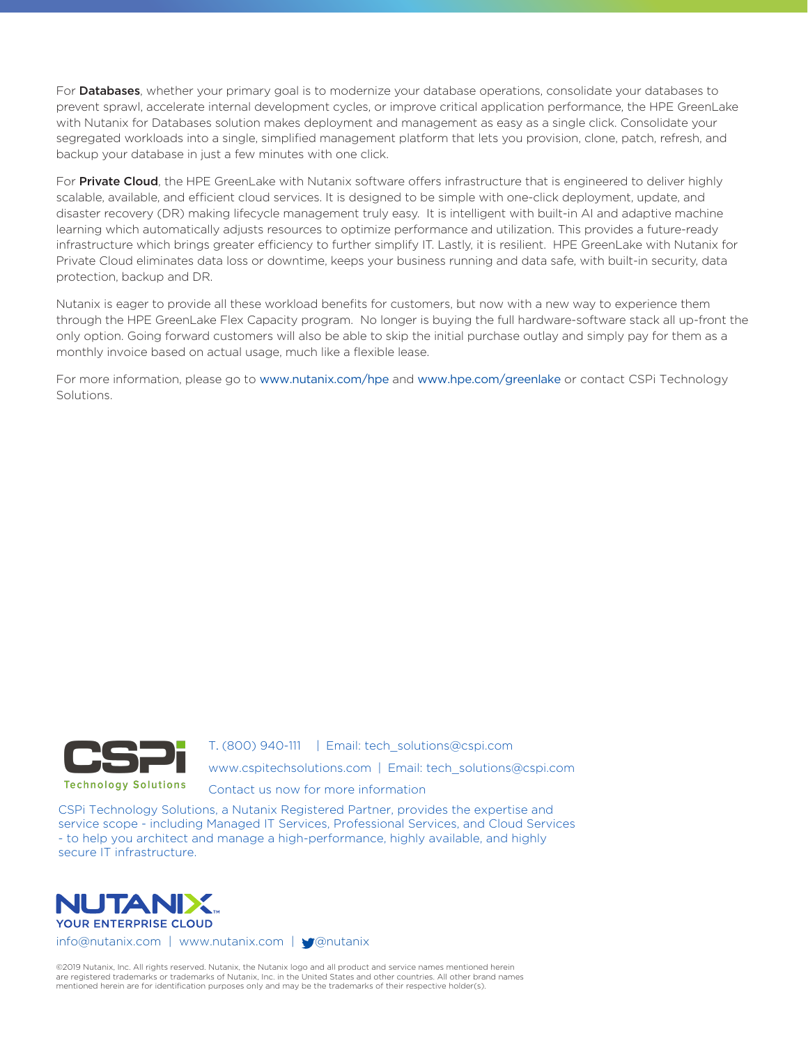For **Databases**, whether your primary goal is to modernize your database operations, consolidate your databases to prevent sprawl, accelerate internal development cycles, or improve critical application performance, the HPE GreenLake with Nutanix for Databases solution makes deployment and management as easy as a single click. Consolidate your segregated workloads into a single, simplified management platform that lets you provision, clone, patch, refresh, and backup your database in just a few minutes with one click.

For **Private Cloud**, the HPE GreenLake with Nutanix software offers infrastructure that is engineered to deliver highly scalable, available, and efficient cloud services. It is designed to be simple with one-click deployment, update, and disaster recovery (DR) making lifecycle management truly easy. It is intelligent with built-in AI and adaptive machine learning which automatically adjusts resources to optimize performance and utilization. This provides a future-ready infrastructure which brings greater efficiency to further simplify IT. Lastly, it is resilient. HPE GreenLake with Nutanix for Private Cloud eliminates data loss or downtime, keeps your business running and data safe, with built-in security, data protection, backup and DR.

Nutanix is eager to provide all these workload benefits for customers, but now with a new way to experience them through the HPE GreenLake Flex Capacity program. No longer is buying the full hardware-software stack all up-front the only option. Going forward customers will also be able to skip the initial purchase outlay and simply pay for them as a monthly invoice based on actual usage, much like a flexible lease.

For more information, please go to www.nutanix.com/hpe and www.hpe.com/greenlake or contact CSPi Technology Solutions.

CSPi Technology Solutions

T. (800) 940-111 | Email: tech_solutions@cspi.com

www.cspitechsolutions.com | Email: tech_solutions@cspi.com

Contact us now for more information

CSPi Technology Solutions, a Nutanix Registered Partner, provides the expertise and service scope - including Managed IT Services, Professional Services, and Cloud Services - to help you architect and manage a high-performance, highly available, and highly secure IT infrastructure.

NUTANIX™
YOUR ENTERPRISE CLOUD

info@nutanix.com | www.nutanix.com | @nutanix

©2019 Nutanix, Inc. All rights reserved. Nutanix, the Nutanix logo and all product and service names mentioned herein are registered trademarks or trademarks of Nutanix, Inc. in the United States and other countries. All other brand names mentioned herein are for identification purposes only and may be the trademarks of their respective holder(s).